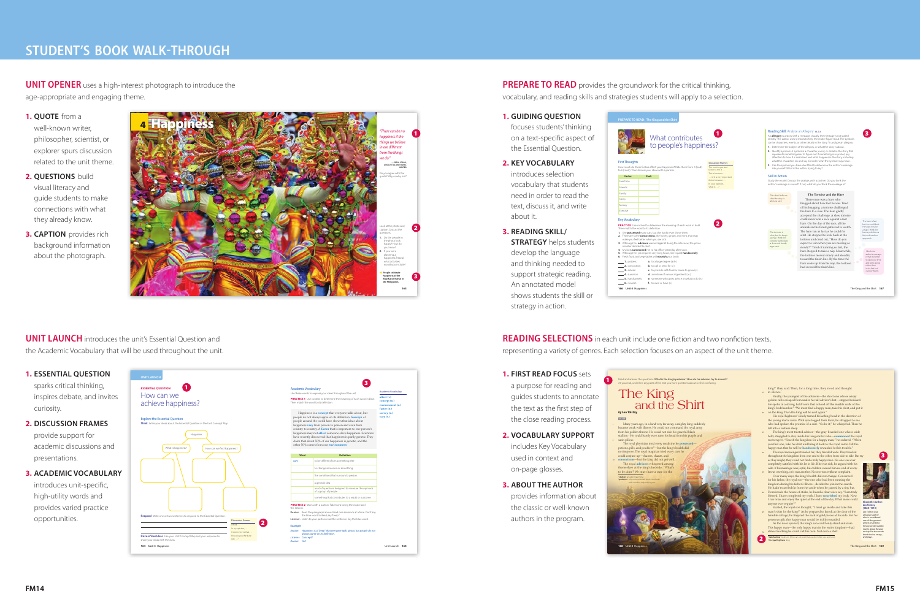# STUDENT'S BOOK WALK-THROUGH

**UNIT OPENER** uses a high-interest photograph to introduce the age-appropriate and engaging theme.

1. **QUOTE** from a well-known writer, philosopher, scientist, or explorer spurs discussion related to the unit theme.
2. **QUESTIONS** build visual literacy and guide students to make connections with what they already know.
3. **CAPTION** provides rich background information about the photograph.

**UNIT LAUNCH** introduces the unit's Essential Question and the Academic Vocabulary that will be used throughout the unit.

1. **ESSENTIAL QUESTION** sparks critical thinking, inspires debate, and invites curiosity.
2. **DISCUSSION FRAMES** provide support for academic discussions and presentations.
3. **ACADEMIC VOCABULARY** introduces unit-specific, high-utility words and provides varied practice opportunities.

**PREPARE TO READ** provides the groundwork for the critical thinking, vocabulary, and reading skills and strategies students will apply to a selection.

1. **GUIDING QUESTION** focuses students' thinking on a text-specific aspect of the Essential Question.
2. **KEY VOCABULARY** introduces selection vocabulary that students need in order to read the text, discuss it, and write about it.
3. **READING SKILL/ STRATEGY** helps students develop the language and thinking needed to support strategic reading. An annotated model shows students the skill or strategy in action.

**READING SELECTIONS** in each unit include one fiction and two nonfiction texts, representing a variety of genres. Each selection focuses on an aspect of the unit theme.

1. **FIRST READ FOCUS** sets a purpose for reading and guides students to annotate the text as the first step of the close reading process.
2. **VOCABULARY SUPPORT** includes Key Vocabulary used in context and on-page glosses.
3. **ABOUT THE AUTHOR** provides information about the classic or well-known authors in the program.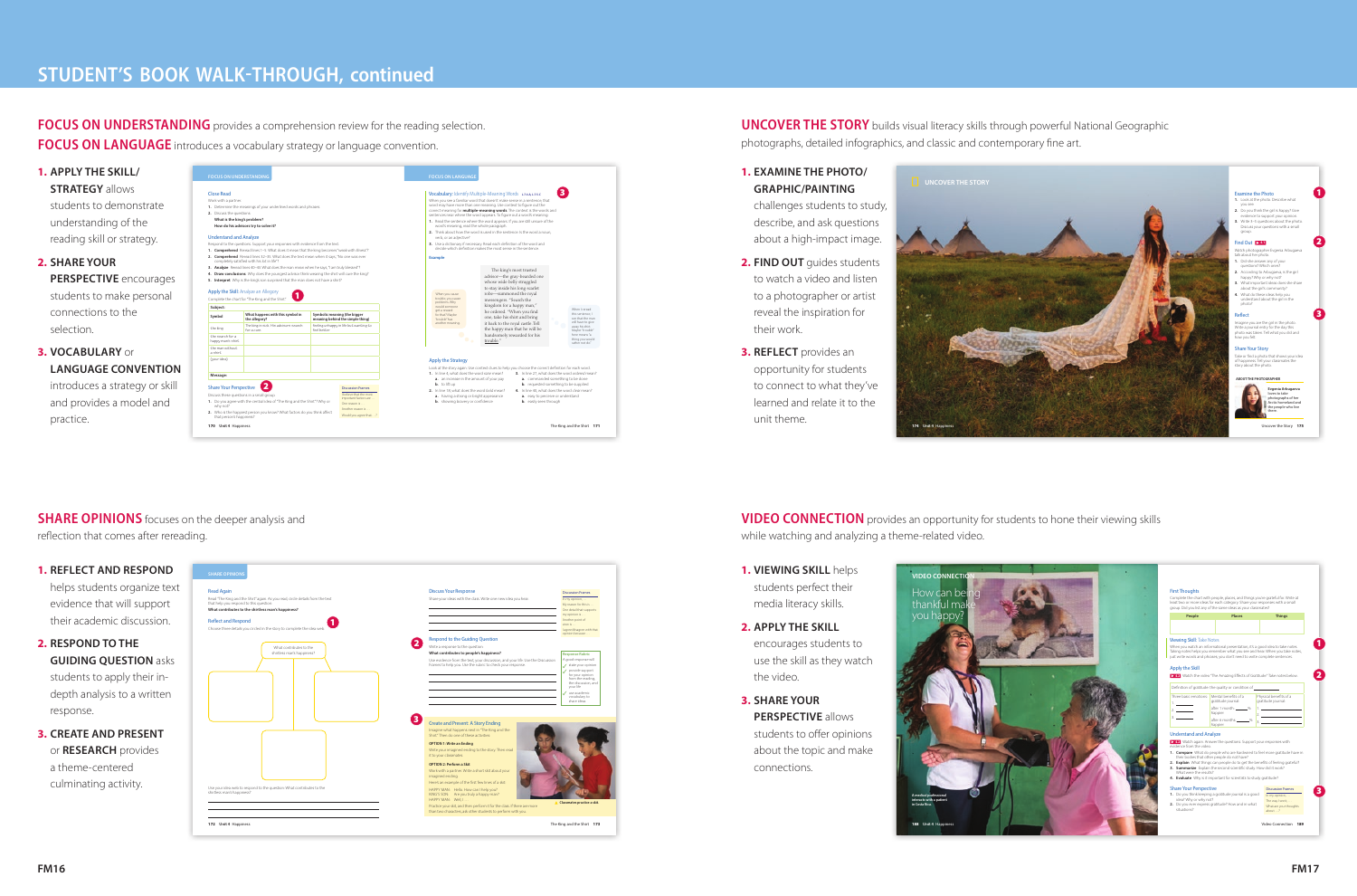# STUDENT'S BOOK WALK-THROUGH, continued

**FOCUS ON UNDERSTANDING** provides a comprehension review for the reading selection.
**FOCUS ON LANGUAGE** introduces a vocabulary strategy or language convention.

1. **APPLY THE SKILL/ STRATEGY** allows students to demonstrate understanding of the reading skill or strategy.
2. **SHARE YOUR PERSPECTIVE** encourages students to make personal connections to the selection.
3. **VOCABULARY** or **LANGUAGE CONVENTION** introduces a strategy or skill and provides a model and practice.

**UNCOVER THE STORY** builds visual literacy skills through powerful National Geographic photographs, detailed infographics, and classic and contemporary fine art.

1. **EXAMINE THE PHOTO/ GRAPHIC/PAINTING** challenges students to study, describe, and ask questions about a high-impact image.
2. **FIND OUT** guides students to watch a video and listen to a photographer or artist reveal the inspiration for their work.
3. **REFLECT** provides an opportunity for students to connect to what they've learned and relate it to the unit theme.

**SHARE OPINIONS** focuses on the deeper analysis and reflection that comes after rereading.

1. **REFLECT AND RESPOND** helps students organize text evidence that will support their academic discussion.
2. **RESPOND TO THE GUIDING QUESTION** asks students to apply their in-depth analysis to a written response.
3. **CREATE AND PRESENT** or **RESEARCH** provides a theme-centered culminating activity.

**VIDEO CONNECTION** provides an opportunity for students to hone their viewing skills while watching and analyzing a theme-related video.

1. **VIEWING SKILL** helps students perfect their media literacy skills.
2. **APPLY THE SKILL** encourages students to use the skill as they watch the video.
3. **SHARE YOUR PERSPECTIVE** allows students to offer opinions about the topic and make connections.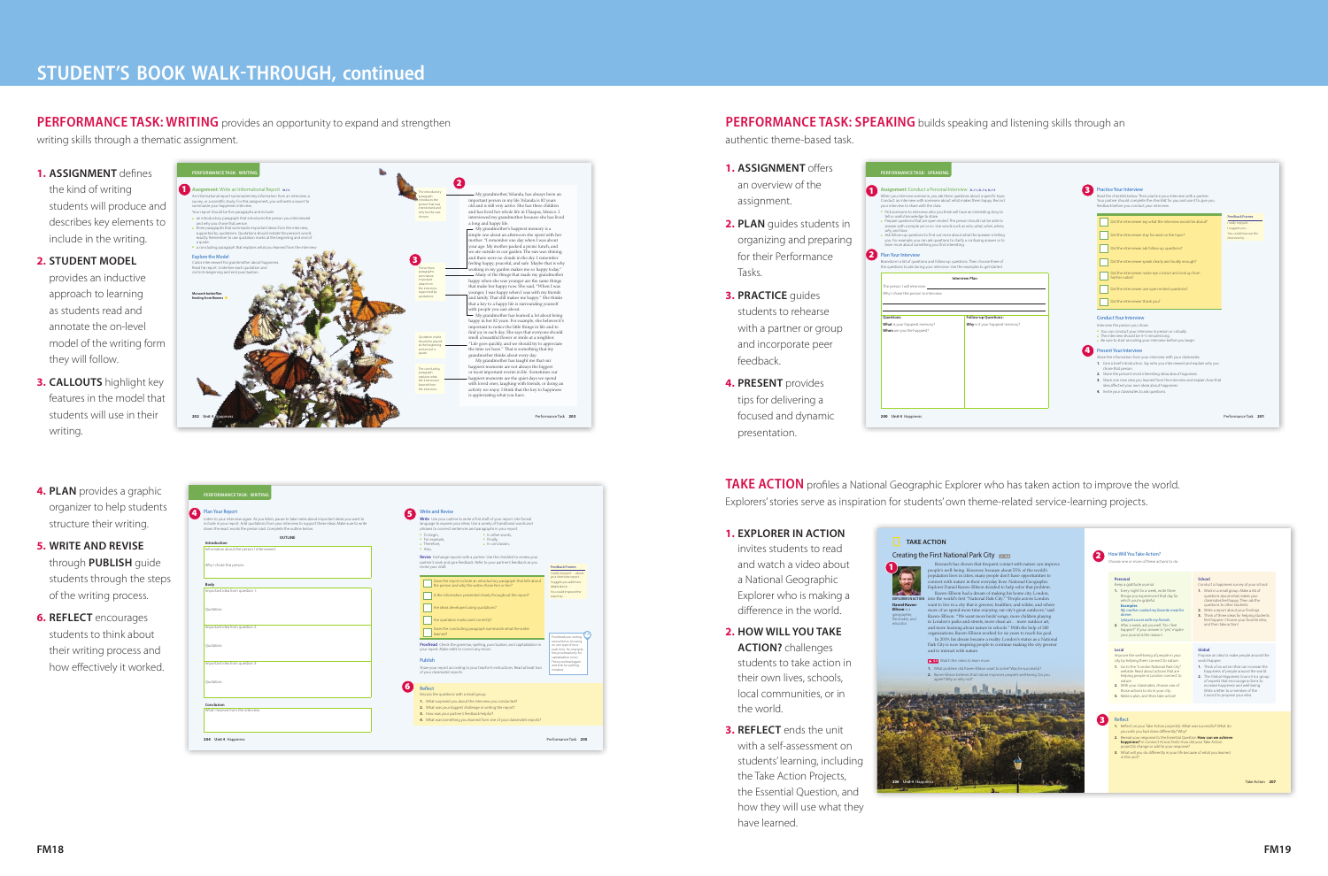# STUDENT'S BOOK WALK-THROUGH, continued

## PERFORMANCE TASK: WRITING provides an opportunity to expand and strengthen writing skills through a thematic assignment.

1. **ASSIGNMENT** defines the kind of writing students will produce and describes key elements to include in the writing.
2. **STUDENT MODEL** provides an inductive approach to learning as students read and annotate the on-level model of the writing form they will follow.
3. **CALLOUTS** highlight key features in the model that students will use in their writing.
4. **PLAN** provides a graphic organizer to help students structure their writing.
5. **WRITE AND REVISE** through **PUBLISH** guide students through the steps of the writing process.
6. **REFLECT** encourages students to think about their writing process and how effectively it worked.

## PERFORMANCE TASK: SPEAKING builds speaking and listening skills through an authentic theme-based task.

1. **ASSIGNMENT** offers an overview of the assignment.
2. **PLAN** guides students in organizing and preparing for their Performance Tasks.
3. **PRACTICE** guides students to rehearse with a partner or group and incorporate peer feedback.
4. **PRESENT** provides tips for delivering a focused and dynamic presentation.

## TAKE ACTION profiles a National Geographic Explorer who has taken action to improve the world. Explorers' stories serve as inspiration for students' own theme-related service-learning projects.

1. **EXPLORER IN ACTION** invites students to read and watch a video about a National Geographic Explorer who is making a difference in the world.
2. **HOW WILL YOU TAKE ACTION?** challenges students to take action in their own lives, schools, local communities, or in the world.
3. **REFLECT** ends the unit with a self-assessment on students' learning, including the Take Action Projects, the Essential Question, and how they will use what they have learned.